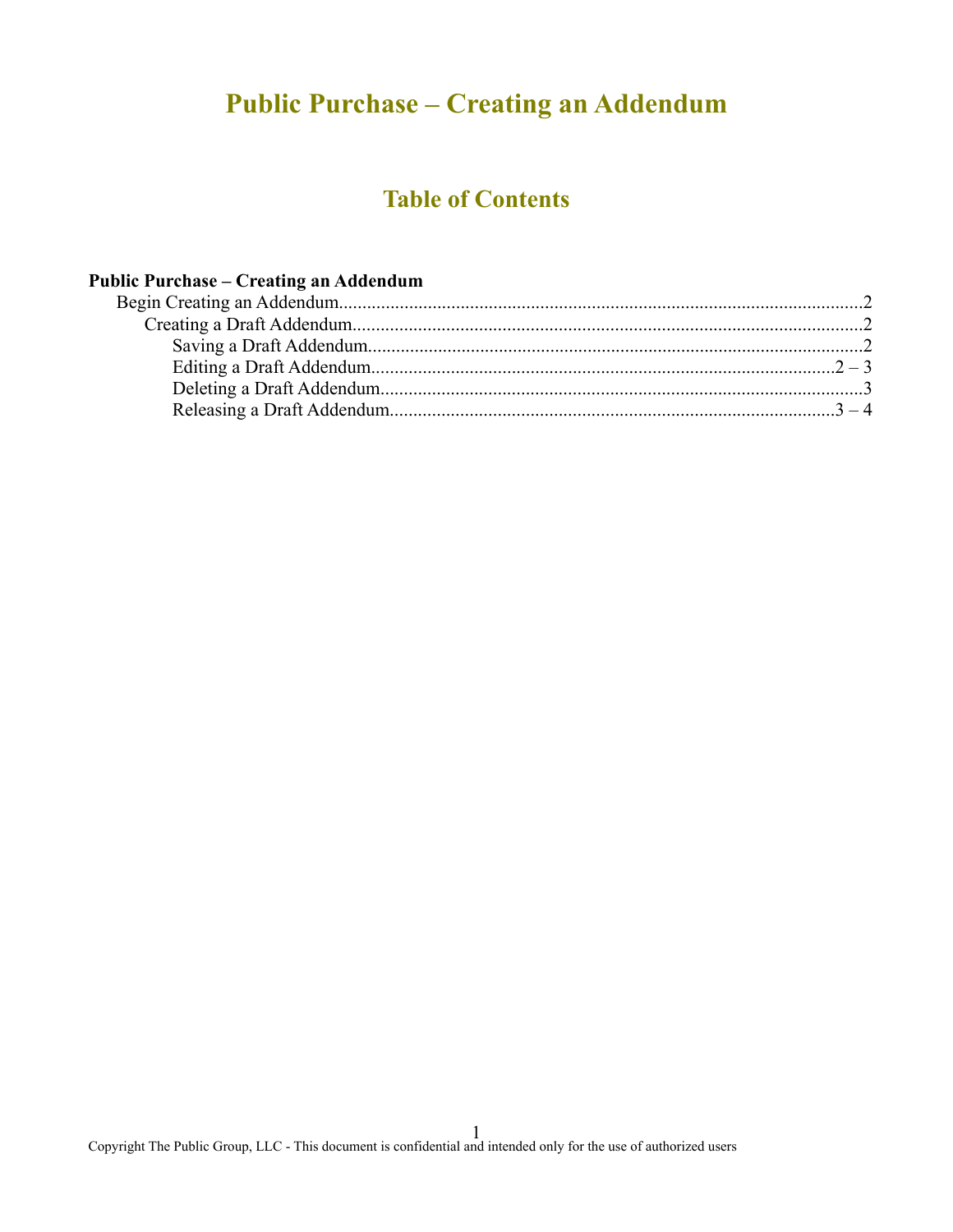# Public Purchase – Creating an Addendum

## Table of Contents

**Public Purchase – Creating an Addendum**

- Begin Creating an Addendum....................2
  - Creating a Draft Addendum....................2
    - Saving a Draft Addendum....................2
    - Editing a Draft Addendum....................2 – 3
    - Deleting a Draft Addendum....................3
    - Releasing a Draft Addendum....................3 – 4

Copyright The Public Group, LLC - This document is confidential and intended only for the use of authorized users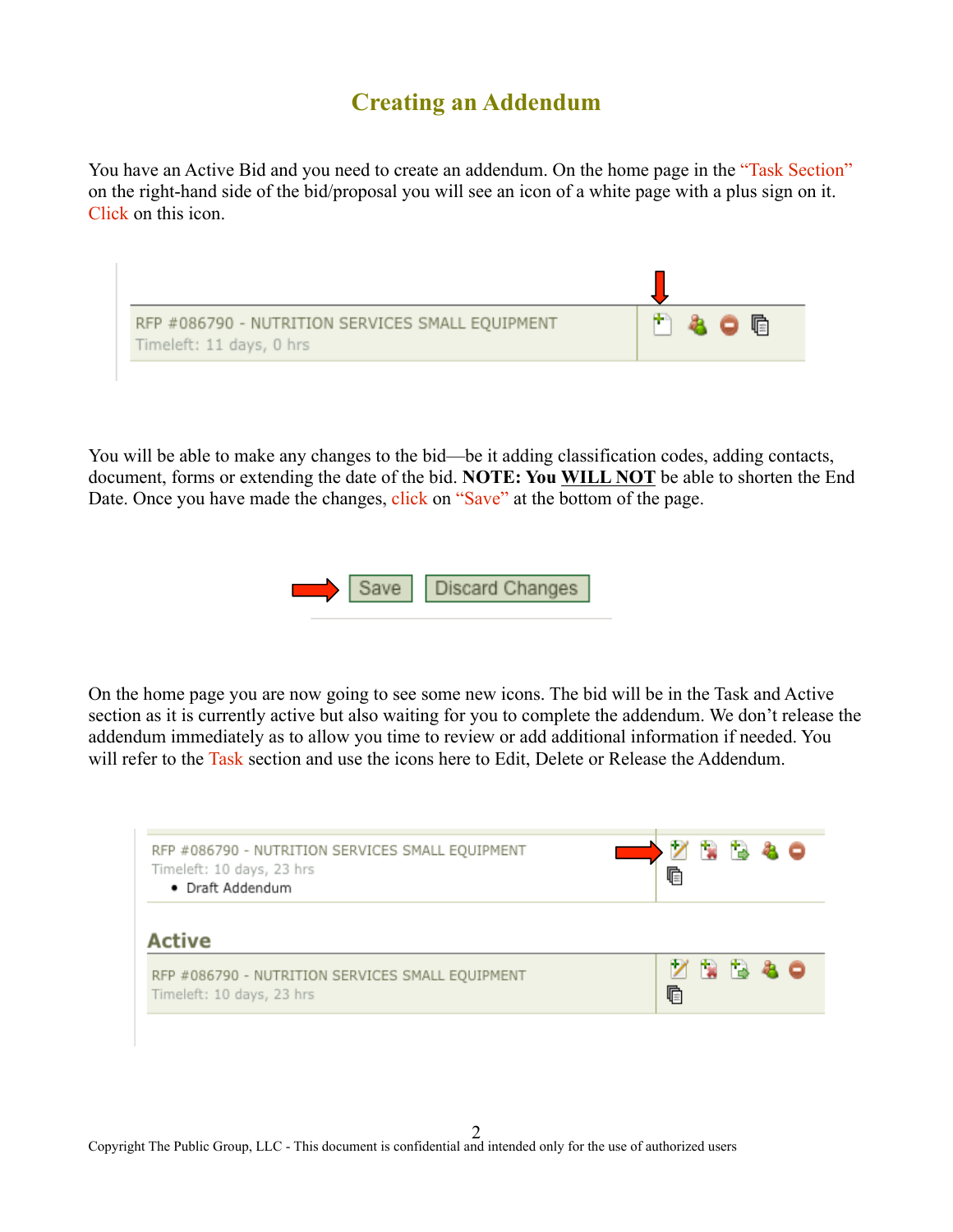# Creating an Addendum

You have an Active Bid and you need to create an addendum. On the home page in the "Task Section" on the right-hand side of the bid/proposal you will see an icon of a white page with a plus sign on it. Click on this icon.

You will be able to make any changes to the bid—be it adding classification codes, adding contacts, document, forms or extending the date of the bid. **NOTE: You <u>WILL NOT</u>** be able to shorten the End Date. Once you have made the changes, click on "Save" at the bottom of the page.

On the home page you are now going to see some new icons. The bid will be in the Task and Active section as it is currently active but also waiting for you to complete the addendum. We don't release the addendum immediately as to allow you time to review or add additional information if needed. You will refer to the Task section and use the icons here to Edit, Delete or Release the Addendum.

Copyright The Public Group, LLC - This document is confidential and intended only for the use of authorized users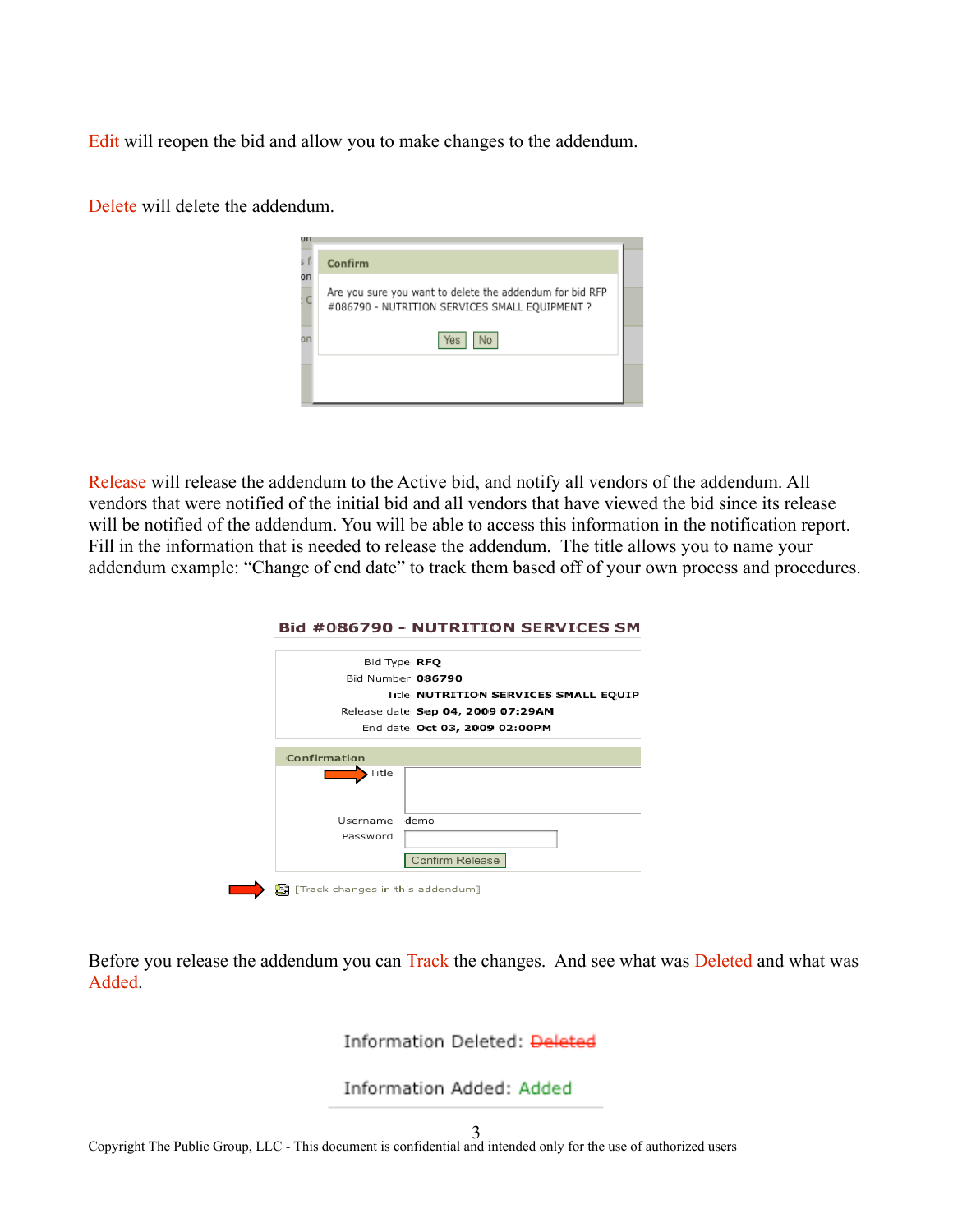Edit will reopen the bid and allow you to make changes to the addendum.

Delete will delete the addendum.

Release will release the addendum to the Active bid, and notify all vendors of the addendum. All vendors that were notified of the initial bid and all vendors that have viewed the bid since its release will be notified of the addendum. You will be able to access this information in the notification report. Fill in the information that is needed to release the addendum. The title allows you to name your addendum example: “Change of end date” to track them based off of your own process and procedures.

Before you release the addendum you can Track the changes. And see what was Deleted and what was Added.

Copyright The Public Group, LLC - This document is confidential and intended only for the use of authorized users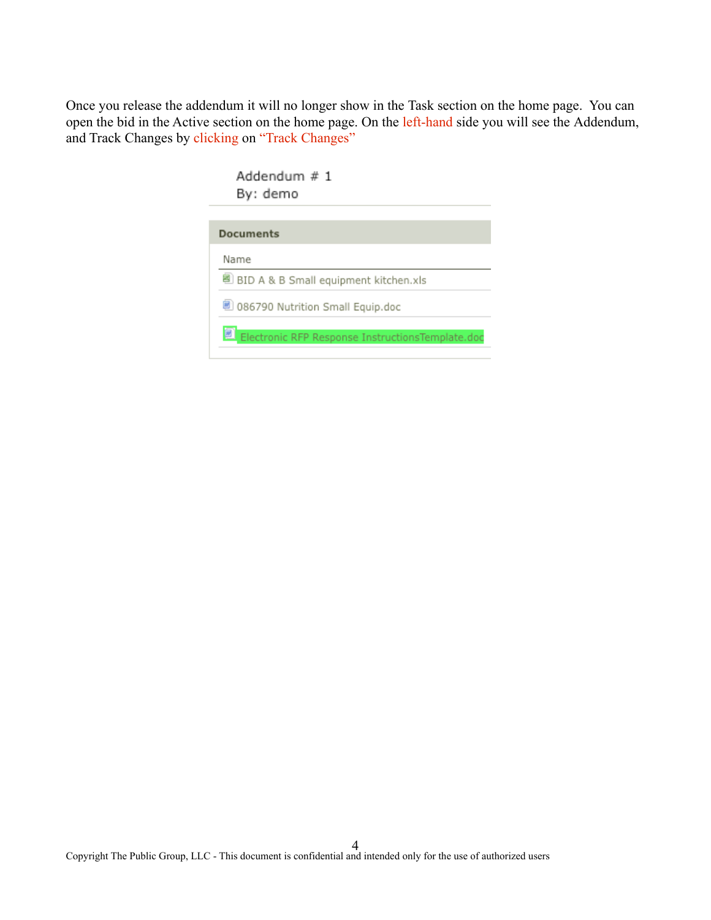Once you release the addendum it will no longer show in the Task section on the home page. You can open the bid in the Active section on the home page. On the left-hand side you will see the Addendum, and Track Changes by clicking on "Track Changes"

Addendum # 1
By: demo

**Documents**

| Name |
| --- |
| BID A & B Small equipment kitchen.xls |
| 086790 Nutrition Small Equip.doc |
| Electronic RFP Response InstructionsTemplate.doc |

Copyright The Public Group, LLC - This document is confidential and intended only for the use of authorized users